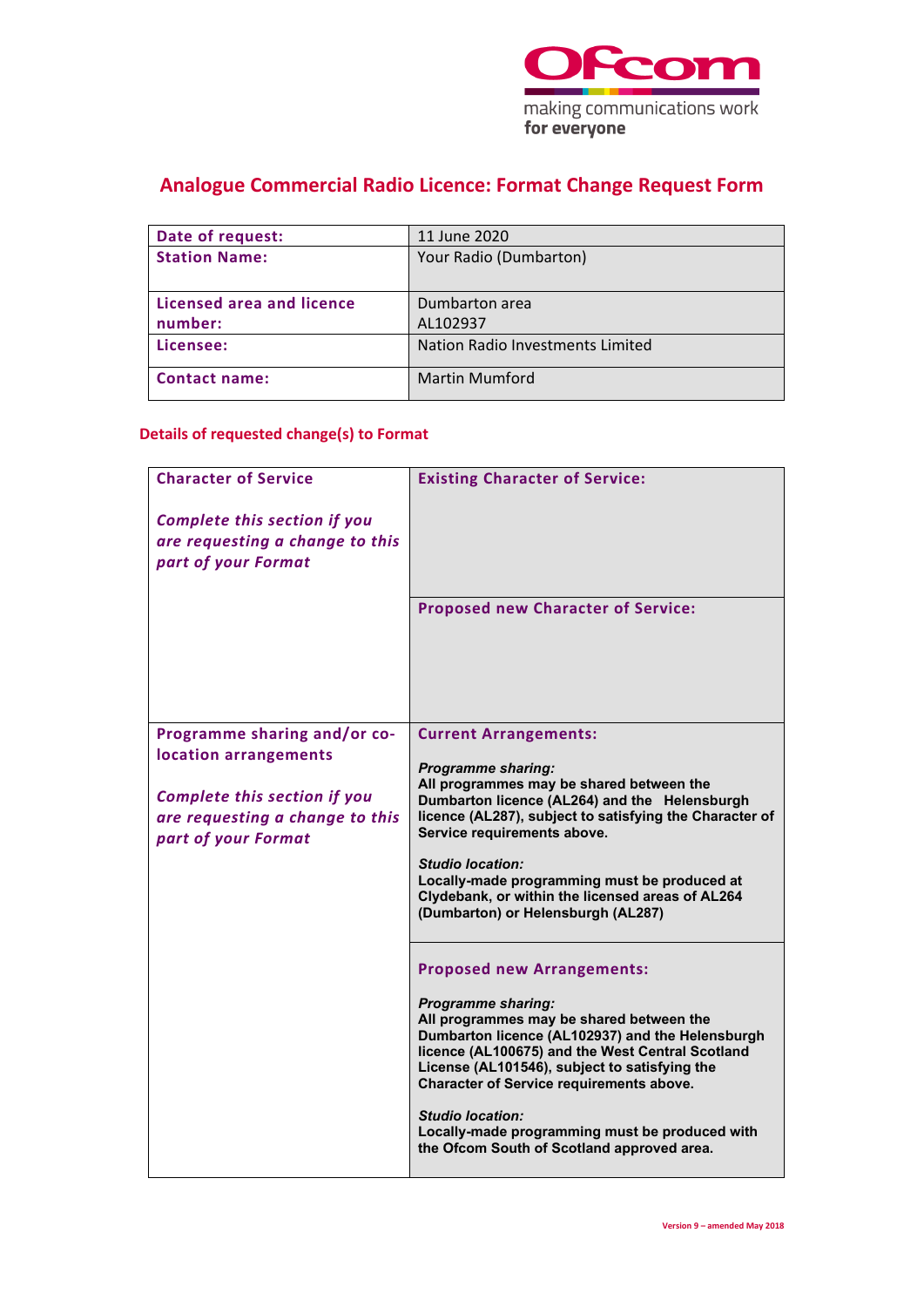# Analogue Commercial Radio Licence: Format Change Request Form

| | |
|---|---|
| **Date of request:** | 11 June 2020 |
| **Station Name:** | Your Radio (Dumbarton) |
| **Licensed area and licence number:** | Dumbarton area<br>AL102937 |
| **Licensee:** | Nation Radio Investments Limited |
| **Contact name:** | Martin Mumford |

## Details of requested change(s) to Format

| | |
|---|---|
| **Character of Service**<br><br>***Complete this section if you are requesting a change to this part of your Format*** | **Existing Character of Service:** |
| | **Proposed new Character of Service:** |
| **Programme sharing and/or co-location arrangements**<br><br>***Complete this section if you are requesting a change to this part of your Format*** | **Current Arrangements:**<br><br>***Programme sharing:***<br>**All programmes may be shared between the Dumbarton licence (AL264) and the Helensburgh licence (AL287), subject to satisfying the Character of Service requirements above.**<br><br>***Studio location:***<br>**Locally-made programming must be produced at Clydebank, or within the licensed areas of AL264 (Dumbarton) or Helensburgh (AL287)** |
| | **Proposed new Arrangements:**<br><br>***Programme sharing:***<br>**All programmes may be shared between the Dumbarton licence (AL102937) and the Helensburgh licence (AL100675) and the West Central Scotland License (AL101546), subject to satisfying the Character of Service requirements above.**<br><br>***Studio location:***<br>**Locally-made programming must be produced with the Ofcom South of Scotland approved area.** |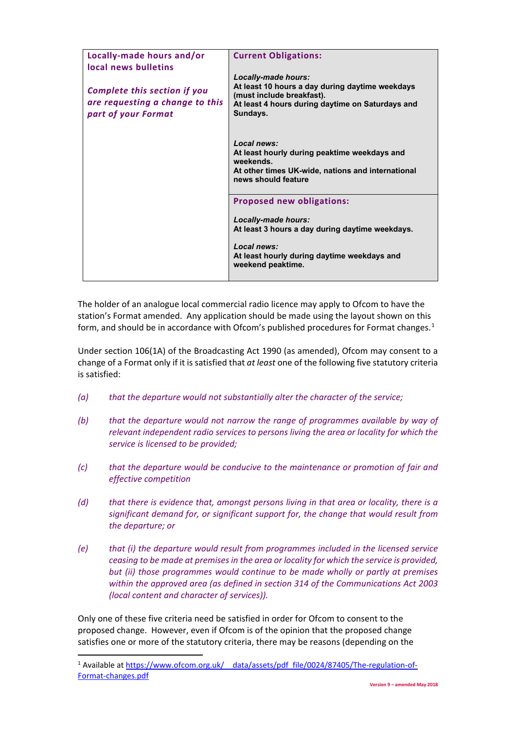| | |
|---|---|
| **Locally-made hours and/or local news bulletins**<br><br>***Complete this section if you are requesting a change to this part of your Format*** | **Current Obligations:**<br><br>***Locally-made hours:***<br>**At least 10 hours a day during daytime weekdays (must include breakfast).**<br>**At least 4 hours during daytime on Saturdays and Sundays.**<br><br>***Local news:***<br>**At least hourly during peaktime weekdays and weekends.**<br>**At other times UK-wide, nations and international news should feature** |
| | **Proposed new obligations:**<br><br>***Locally-made hours:***<br>**At least 3 hours a day during daytime weekdays.**<br><br>***Local news:***<br>**At least hourly during daytime weekdays and weekend peaktime.** |

The holder of an analogue local commercial radio licence may apply to Ofcom to have the station's Format amended. Any application should be made using the layout shown on this form, and should be in accordance with Ofcom's published procedures for Format changes.[1]

Under section 106(1A) of the Broadcasting Act 1990 (as amended), Ofcom may consent to a change of a Format only if it is satisfied that *at least* one of the following five statutory criteria is satisfied:

*(a) that the departure would not substantially alter the character of the service;*

*(b) that the departure would not narrow the range of programmes available by way of relevant independent radio services to persons living the area or locality for which the service is licensed to be provided;*

*(c) that the departure would be conducive to the maintenance or promotion of fair and effective competition*

*(d) that there is evidence that, amongst persons living in that area or locality, there is a significant demand for, or significant support for, the change that would result from the departure; or*

*(e) that (i) the departure would result from programmes included in the licensed service ceasing to be made at premises in the area or locality for which the service is provided, but (ii) those programmes would continue to be made wholly or partly at premises within the approved area (as defined in section 314 of the Communications Act 2003 (local content and character of services)).*

Only one of these five criteria need be satisfied in order for Ofcom to consent to the proposed change. However, even if Ofcom is of the opinion that the proposed change satisfies one or more of the statutory criteria, there may be reasons (depending on the

[1] Available at https://www.ofcom.org.uk/__data/assets/pdf_file/0024/87405/The-regulation-of-Format-changes.pdf

Version 9 – amended May 2018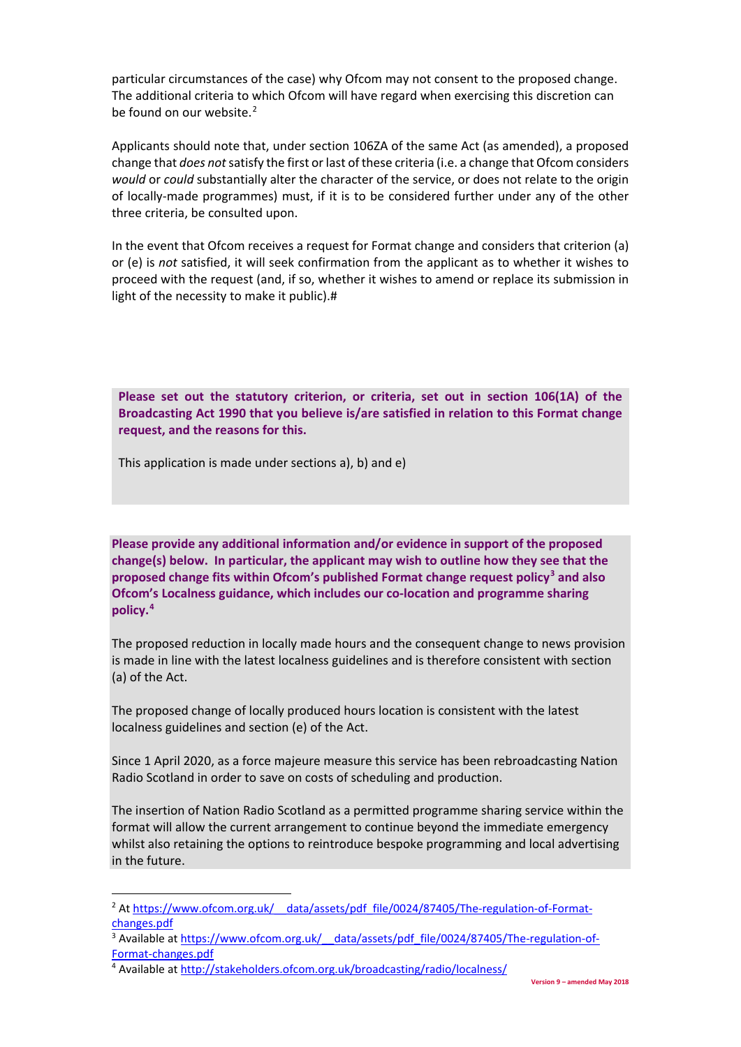particular circumstances of the case) why Ofcom may not consent to the proposed change. The additional criteria to which Ofcom will have regard when exercising this discretion can be found on our website.[2]

Applicants should note that, under section 106ZA of the same Act (as amended), a proposed change that *does not* satisfy the first or last of these criteria (i.e. a change that Ofcom considers *would* or *could* substantially alter the character of the service, or does not relate to the origin of locally-made programmes) must, if it is to be considered further under any of the other three criteria, be consulted upon.

In the event that Ofcom receives a request for Format change and considers that criterion (a) or (e) is *not* satisfied, it will seek confirmation from the applicant as to whether it wishes to proceed with the request (and, if so, whether it wishes to amend or replace its submission in light of the necessity to make it public).#

**Please set out the statutory criterion, or criteria, set out in section 106(1A) of the Broadcasting Act 1990 that you believe is/are satisfied in relation to this Format change request, and the reasons for this.**

This application is made under sections a), b) and e)

**Please provide any additional information and/or evidence in support of the proposed change(s) below. In particular, the applicant may wish to outline how they see that the proposed change fits within Ofcom's published Format change request policy[3] and also Ofcom's Localness guidance, which includes our co-location and programme sharing policy.[4]**

The proposed reduction in locally made hours and the consequent change to news provision is made in line with the latest localness guidelines and is therefore consistent with section (a) of the Act.

The proposed change of locally produced hours location is consistent with the latest localness guidelines and section (e) of the Act.

Since 1 April 2020, as a force majeure measure this service has been rebroadcasting Nation Radio Scotland in order to save on costs of scheduling and production.

The insertion of Nation Radio Scotland as a permitted programme sharing service within the format will allow the current arrangement to continue beyond the immediate emergency whilst also retaining the options to reintroduce bespoke programming and local advertising in the future.

---

[2] At https://www.ofcom.org.uk/__data/assets/pdf_file/0024/87405/The-regulation-of-Format-changes.pdf

[3] Available at https://www.ofcom.org.uk/__data/assets/pdf_file/0024/87405/The-regulation-of-Format-changes.pdf

[4] Available at http://stakeholders.ofcom.org.uk/broadcasting/radio/localness/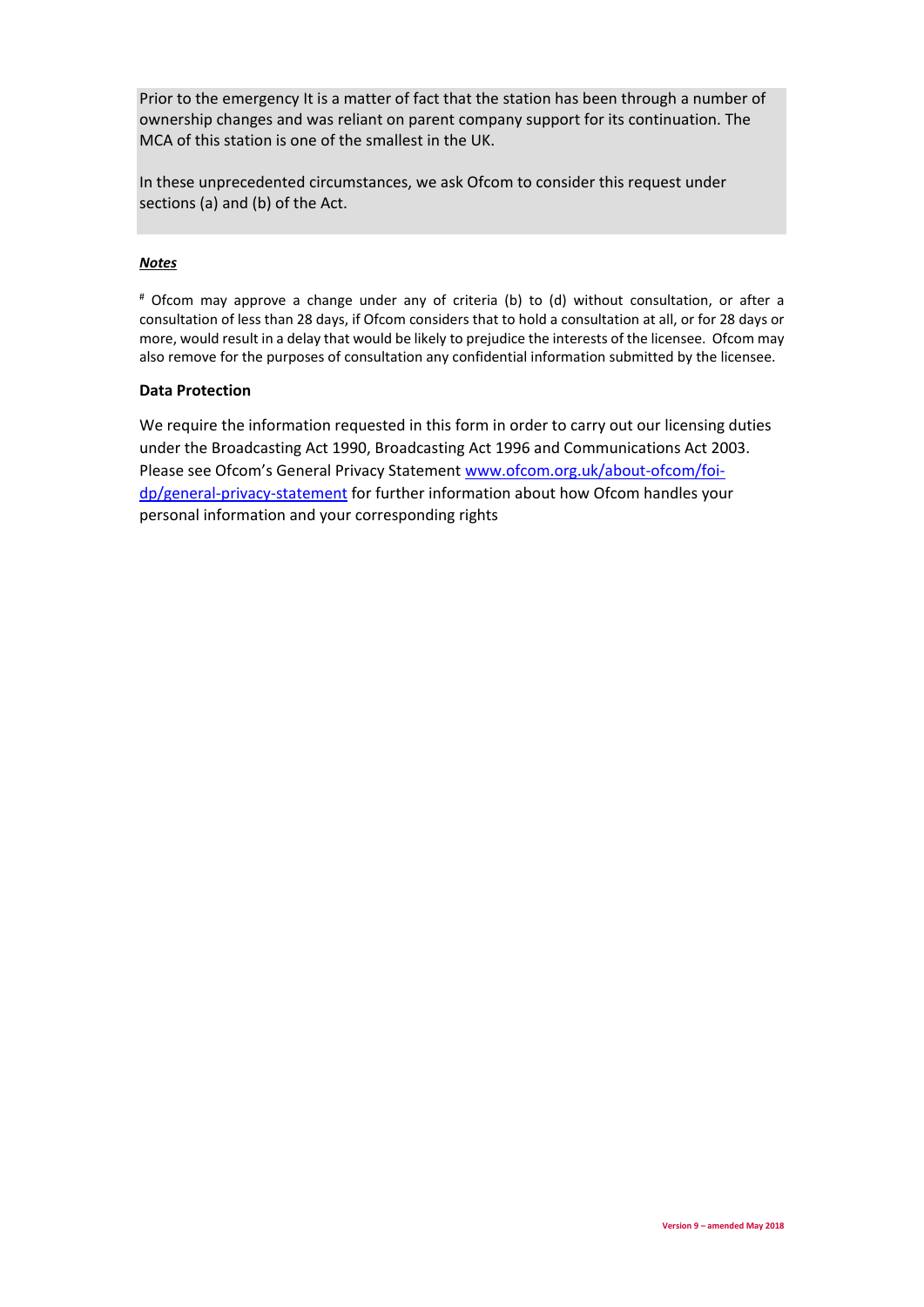Prior to the emergency It is a matter of fact that the station has been through a number of ownership changes and was reliant on parent company support for its continuation. The MCA of this station is one of the smallest in the UK.

In these unprecedented circumstances, we ask Ofcom to consider this request under sections (a) and (b) of the Act.

***Notes***

# Ofcom may approve a change under any of criteria (b) to (d) without consultation, or after a consultation of less than 28 days, if Ofcom considers that to hold a consultation at all, or for 28 days or more, would result in a delay that would be likely to prejudice the interests of the licensee. Ofcom may also remove for the purposes of consultation any confidential information submitted by the licensee.

**Data Protection**

We require the information requested in this form in order to carry out our licensing duties under the Broadcasting Act 1990, Broadcasting Act 1996 and Communications Act 2003. Please see Ofcom's General Privacy Statement www.ofcom.org.uk/about-ofcom/foi-dp/general-privacy-statement for further information about how Ofcom handles your personal information and your corresponding rights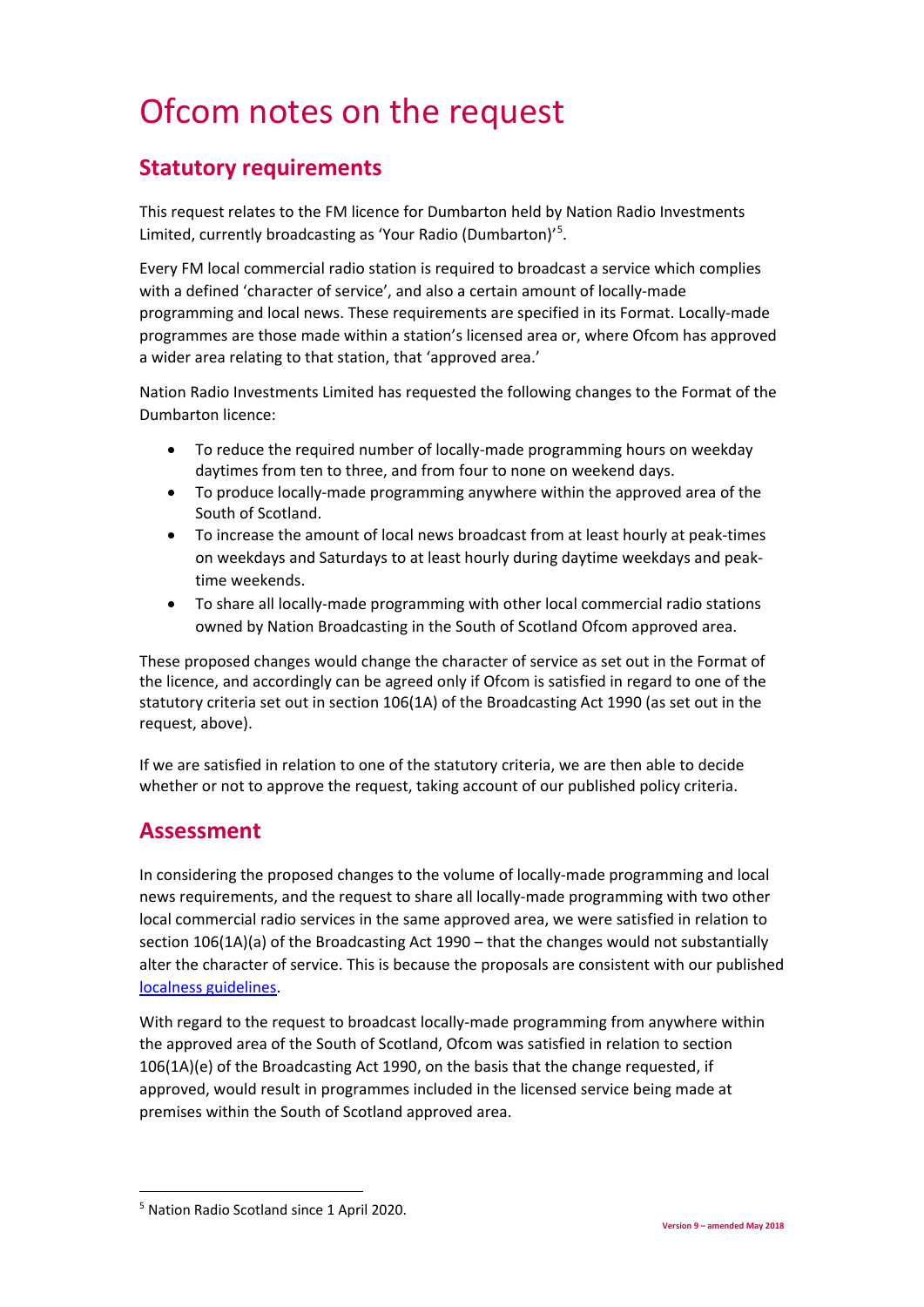# Ofcom notes on the request

## Statutory requirements

This request relates to the FM licence for Dumbarton held by Nation Radio Investments Limited, currently broadcasting as 'Your Radio (Dumbarton)'[5].

Every FM local commercial radio station is required to broadcast a service which complies with a defined 'character of service', and also a certain amount of locally-made programming and local news. These requirements are specified in its Format. Locally-made programmes are those made within a station's licensed area or, where Ofcom has approved a wider area relating to that station, that 'approved area.'

Nation Radio Investments Limited has requested the following changes to the Format of the Dumbarton licence:

- To reduce the required number of locally-made programming hours on weekday daytimes from ten to three, and from four to none on weekend days.
- To produce locally-made programming anywhere within the approved area of the South of Scotland.
- To increase the amount of local news broadcast from at least hourly at peak-times on weekdays and Saturdays to at least hourly during daytime weekdays and peak-time weekends.
- To share all locally-made programming with other local commercial radio stations owned by Nation Broadcasting in the South of Scotland Ofcom approved area.

These proposed changes would change the character of service as set out in the Format of the licence, and accordingly can be agreed only if Ofcom is satisfied in regard to one of the statutory criteria set out in section 106(1A) of the Broadcasting Act 1990 (as set out in the request, above).

If we are satisfied in relation to one of the statutory criteria, we are then able to decide whether or not to approve the request, taking account of our published policy criteria.

## Assessment

In considering the proposed changes to the volume of locally-made programming and local news requirements, and the request to share all locally-made programming with two other local commercial radio services in the same approved area, we were satisfied in relation to section 106(1A)(a) of the Broadcasting Act 1990 – that the changes would not substantially alter the character of service. This is because the proposals are consistent with our published localness guidelines.

With regard to the request to broadcast locally-made programming from anywhere within the approved area of the South of Scotland, Ofcom was satisfied in relation to section 106(1A)(e) of the Broadcasting Act 1990, on the basis that the change requested, if approved, would result in programmes included in the licensed service being made at premises within the South of Scotland approved area.

[5] Nation Radio Scotland since 1 April 2020.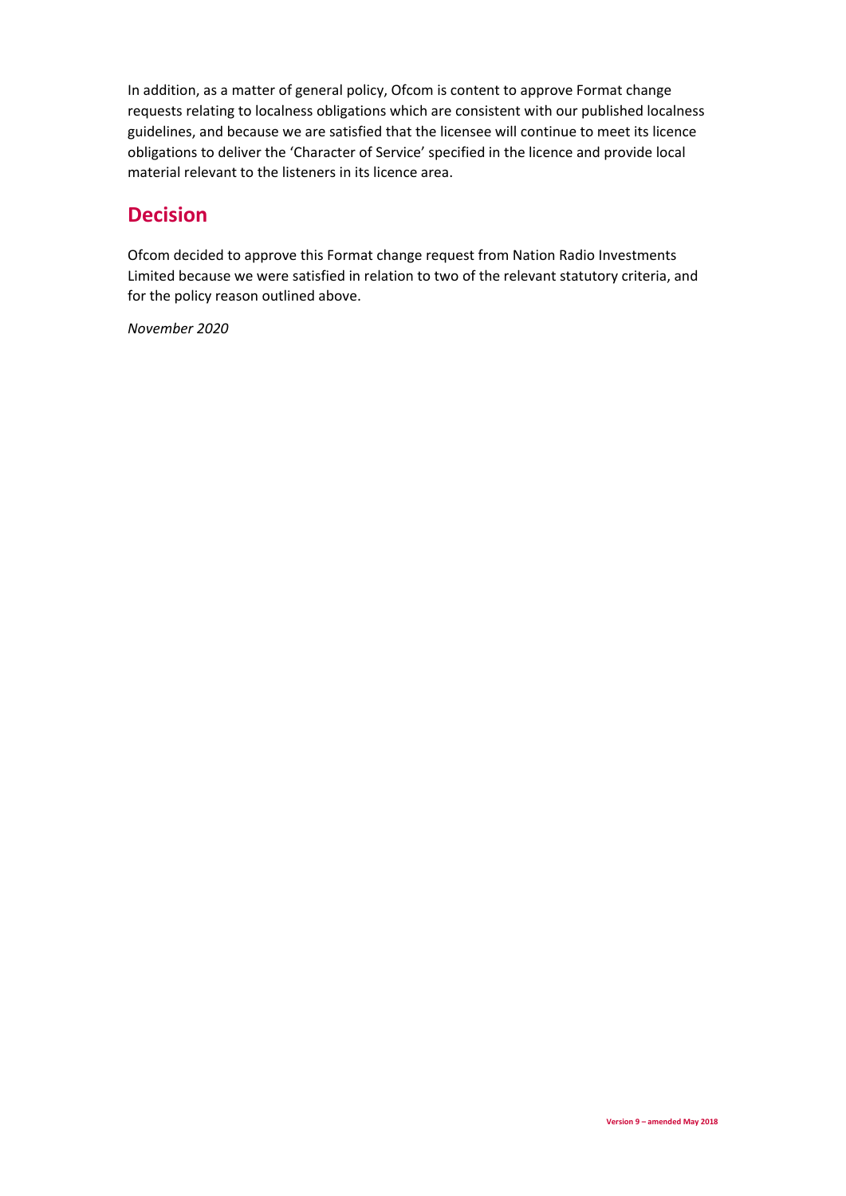In addition, as a matter of general policy, Ofcom is content to approve Format change requests relating to localness obligations which are consistent with our published localness guidelines, and because we are satisfied that the licensee will continue to meet its licence obligations to deliver the 'Character of Service' specified in the licence and provide local material relevant to the listeners in its licence area.

## Decision

Ofcom decided to approve this Format change request from Nation Radio Investments Limited because we were satisfied in relation to two of the relevant statutory criteria, and for the policy reason outlined above.

*November 2020*